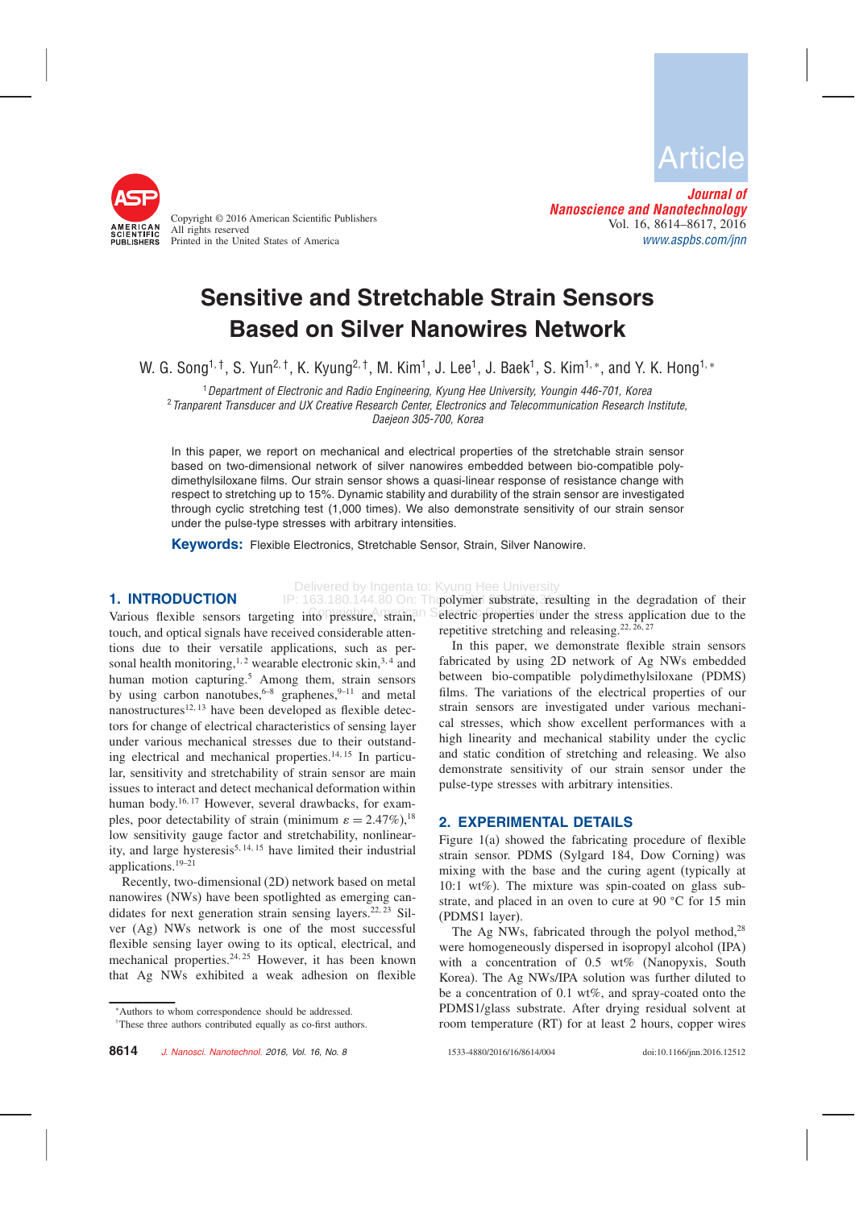# Sensitive and Stretchable Strain Sensors Based on Silver Nanowires Network

W. G. Song[1,†], S. Yun[2,†], K. Kyung[2,†], M. Kim[1], J. Lee[1], J. Baek[1], S. Kim[1,*], and Y. K. Hong[1,*]

[1] *Department of Electronic and Radio Engineering, Kyung Hee University, Youngin 446-701, Korea*
[2] *Tranparent Transducer and UX Creative Research Center, Electronics and Telecommunication Research Institute, Daejeon 305-700, Korea*

In this paper, we report on mechanical and electrical properties of the stretchable strain sensor based on two-dimensional network of silver nanowires embedded between bio-compatible polydimethylsiloxane films. Our strain sensor shows a quasi-linear response of resistance change with respect to stretching up to 15%. Dynamic stability and durability of the strain sensor are investigated through cyclic stretching test (1,000 times). We also demonstrate sensitivity of our strain sensor under the pulse-type stresses with arbitrary intensities.

**Keywords:** Flexible Electronics, Stretchable Sensor, Strain, Silver Nanowire.

## 1. INTRODUCTION

Various flexible sensors targeting into pressure, strain, touch, and optical signals have received considerable attentions due to their versatile applications, such as personal health monitoring,[1,2] wearable electronic skin,[3,4] and human motion capturing.[5] Among them, strain sensors by using carbon nanotubes,[6–8] graphenes,[9–11] and metal nanostructures[12,13] have been developed as flexible detectors for change of electrical characteristics of sensing layer under various mechanical stresses due to their outstanding electrical and mechanical properties.[14,15] In particular, sensitivity and stretchability of strain sensor are main issues to interact and detect mechanical deformation within human body.[16,17] However, several drawbacks, for examples, poor detectability of strain (minimum $\varepsilon = 2.47\%$),[18] low sensitivity gauge factor and stretchability, nonlinearity, and large hysteresis[5,14,15] have limited their industrial applications.[19–21]

Recently, two-dimensional (2D) network based on metal nanowires (NWs) have been spotlighted as emerging candidates for next generation strain sensing layers.[22,23] Silver (Ag) NWs network is one of the most successful flexible sensing layer owing to its optical, electrical, and mechanical properties.[24,25] However, it has been known that Ag NWs exhibited a weak adhesion on flexible polymer substrate, resulting in the degradation of their electric properties under the stress application due to the repetitive stretching and releasing.[22,26,27]

In this paper, we demonstrate flexible strain sensors fabricated by using 2D network of Ag NWs embedded between bio-compatible polydimethylsiloxane (PDMS) films. The variations of the electrical properties of our strain sensors are investigated under various mechanical stresses, which show excellent performances with a high linearity and mechanical stability under the cyclic and static condition of stretching and releasing. We also demonstrate sensitivity of our strain sensor under the pulse-type stresses with arbitrary intensities.

## 2. EXPERIMENTAL DETAILS

Figure 1(a) showed the fabricating procedure of flexible strain sensor. PDMS (Sylgard 184, Dow Corning) was mixing with the base and the curing agent (typically at 10:1 wt%). The mixture was spin-coated on glass substrate, and placed in an oven to cure at 90 °C for 15 min (PDMS1 layer).

The Ag NWs, fabricated through the polyol method,[28] were homogeneously dispersed in isopropyl alcohol (IPA) with a concentration of 0.5 wt% (Nanopyxis, South Korea). The Ag NWs/IPA solution was further diluted to be a concentration of 0.1 wt%, and spray-coated onto the PDMS1/glass substrate. After drying residual solvent at room temperature (RT) for at least 2 hours, copper wires

---

*Authors to whom correspondence should be addressed.
†These three authors contributed equally as co-first authors.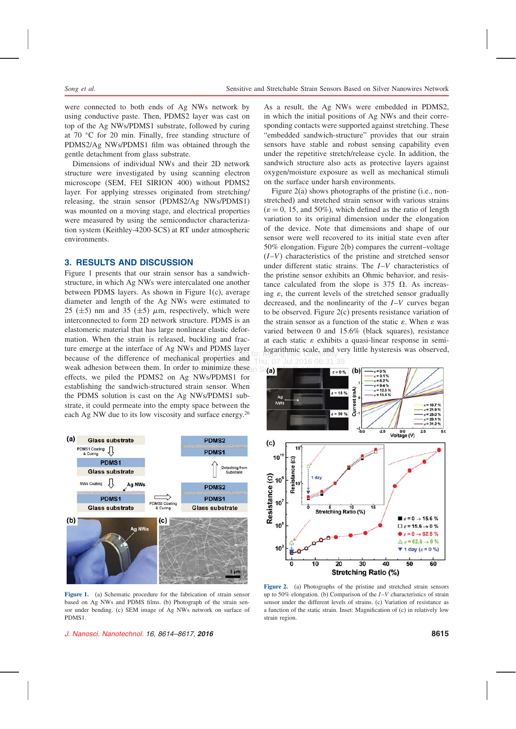were connected to both ends of Ag NWs network by using conductive paste. Then, PDMS2 layer was cast on top of the Ag NWs/PDMS1 substrate, followed by curing at 70 °C for 20 min. Finally, free standing structure of PDMS2/Ag NWs/PDMS1 film was obtained through the gentle detachment from glass substrate.

Dimensions of individual NWs and their 2D network structure were investigated by using scanning electron microscope (SEM, FEI SIRION 400) without PDMS2 layer. For applying stresses originated from stretching/releasing, the strain sensor (PDMS2/Ag NWs/PDMS1) was mounted on a moving stage, and electrical properties were measured by using the semiconductor characterization system (Keithley-4200-SCS) at RT under atmospheric environments.

## 3. RESULTS AND DISCUSSION

Figure 1 presents that our strain sensor has a sandwich-structure, in which Ag NWs were intercalated one another between PDMS layers. As shown in Figure 1(c), average diameter and length of the Ag NWs were estimated to 25 ($\pm$5) nm and 35 ($\pm$5) $\mu$m, respectively, which were interconnected to form 2D network structure. PDMS is an elastomeric material that has large nonlinear elastic deformation. When the strain is released, buckling and fracture emerge at the interface of Ag NWs and PDMS layer because of the difference of mechanical properties and weak adhesion between them. In order to minimize these effects, we piled the PDMS2 on Ag NWs/PDMS1 for establishing the sandwich-structured strain sensor. When the PDMS solution is cast on the Ag NWs/PDMS1 substrate, it could permeate into the empty space between the each Ag NW due to its low viscosity and surface energy.[26]

Figure 1. (a) Schematic procedure for the fabrication of strain sensor based on Ag NWs and PDMS films. (b) Photograph of the strain sensor under bending. (c) SEM image of Ag NWs network on surface of PDMS1.

As a result, the Ag NWs were embedded in PDMS2, in which the initial positions of Ag NWs and their corresponding contacts were supported against stretching. These "embedded sandwich-structure" provides that our strain sensors have stable and robust sensing capability even under the repetitive stretch/release cycle. In addition, the sandwich structure also acts as protective layers against oxygen/moisture exposure as well as mechanical stimuli on the surface under harsh environments.

Figure 2(a) shows photographs of the pristine (i.e., non-stretched) and stretched strain sensor with various strains ($\varepsilon = 0$, 15, and 50%), which defined as the ratio of length variation to its original dimension under the elongation of the device. Note that dimensions and shape of our sensor were well recovered to its initial state even after 50% elongation. Figure 2(b) compares the current–voltage ($I$–$V$) characteristics of the pristine and stretched sensor under different static strains. The $I$–$V$ characteristics of the pristine sensor exhibits an Ohmic behavior, and resistance calculated from the slope is 375 $\Omega$. As increasing $\varepsilon$, the current levels of the stretched sensor gradually decreased, and the nonlinearity of the $I$–$V$ curves began to be observed. Figure 2(c) presents resistance variation of the strain sensor as a function of the static $\varepsilon$. When $\varepsilon$ was varied between 0 and 15.6% (black squares), resistance at each static $\varepsilon$ exhibits a quasi-linear response in semi-logarithmic scale, and very little hysteresis was observed,

Figure 2. (a) Photographs of the pristine and stretched strain sensors up to 50% elongation. (b) Comparison of the $I$–$V$ characteristics of strain sensor under the different levels of strains. (c) Variation of resistance as a function of the static strain. Inset: Magnification of (c) in relatively low strain region.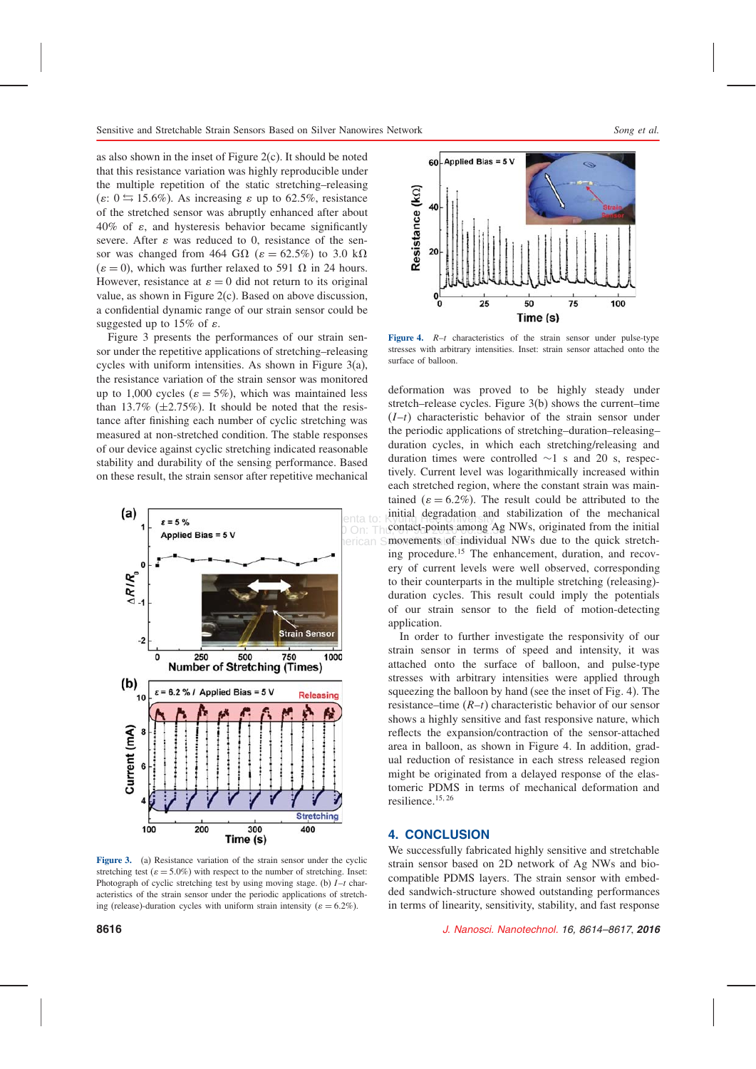as also shown in the inset of Figure 2(c). It should be noted that this resistance variation was highly reproducible under the multiple repetition of the static stretching–releasing ($\varepsilon$: $0 \leftrightarrows 15.6\%$). As increasing $\varepsilon$ up to 62.5%, resistance of the stretched sensor was abruptly enhanced after about 40% of $\varepsilon$, and hysteresis behavior became significantly severe. After $\varepsilon$ was reduced to 0, resistance of the sensor was changed from 464 GΩ ($\varepsilon = 62.5\%$) to 3.0 kΩ ($\varepsilon = 0$), which was further relaxed to 591 Ω in 24 hours. However, resistance at $\varepsilon = 0$ did not return to its original value, as shown in Figure 2(c). Based on above discussion, a confidential dynamic range of our strain sensor could be suggested up to 15% of $\varepsilon$.

Figure 3 presents the performances of our strain sensor under the repetitive applications of stretching–releasing cycles with uniform intensities. As shown in Figure 3(a), the resistance variation of the strain sensor was monitored up to 1,000 cycles ($\varepsilon = 5\%$), which was maintained less than 13.7% (±2.75%). It should be noted that the resistance after finishing each number of cyclic stretching was measured at non-stretched condition. The stable responses of our device against cyclic stretching indicated reasonable stability and durability of the sensing performance. Based on these result, the strain sensor after repetitive mechanical deformation was proved to be highly steady under stretch–release cycles. Figure 3(b) shows the current–time ($I$–$t$) characteristic behavior of the strain sensor under the periodic applications of stretching–duration–releasing–duration cycles, in which each stretching/releasing and duration times were controlled ~1 s and 20 s, respectively. Current level was logarithmically increased within each stretched region, where the constant strain was maintained ($\varepsilon = 6.2\%$). The result could be attributed to the initial degradation and stabilization of the mechanical contact-points among Ag NWs, originated from the initial movements of individual NWs due to the quick stretching procedure.[15] The enhancement, duration, and recovery of current levels were well observed, corresponding to their counterparts in the multiple stretching (releasing)-duration cycles. This result could imply the potentials of our strain sensor to the field of motion-detecting application.

Figure 3. (a) Resistance variation of the strain sensor under the cyclic stretching test ($\varepsilon = 5.0\%$) with respect to the number of stretching. Inset: Photograph of cyclic stretching test by using moving stage. (b) $I$–$t$ characteristics of the strain sensor under the periodic applications of stretching (release)-duration cycles with uniform strain intensity ($\varepsilon = 6.2\%$).

Figure 4. $R$–$t$ characteristics of the strain sensor under pulse-type stresses with arbitrary intensities. Inset: strain sensor attached onto the surface of balloon.

In order to further investigate the responsivity of our strain sensor in terms of speed and intensity, it was attached onto the surface of balloon, and pulse-type stresses with arbitrary intensities were applied through squeezing the balloon by hand (see the inset of Fig. 4). The resistance–time ($R$–$t$) characteristic behavior of our sensor shows a highly sensitive and fast responsive nature, which reflects the expansion/contraction of the sensor-attached area in balloon, as shown in Figure 4. In addition, gradual reduction of resistance in each stress released region might be originated from a delayed response of the elastomeric PDMS in terms of mechanical deformation and resilience.[15,26]

## 4. CONCLUSION

We successfully fabricated highly sensitive and stretchable strain sensor based on 2D network of Ag NWs and biocompatible PDMS layers. The strain sensor with embedded sandwich-structure showed outstanding performances in terms of linearity, sensitivity, stability, and fast response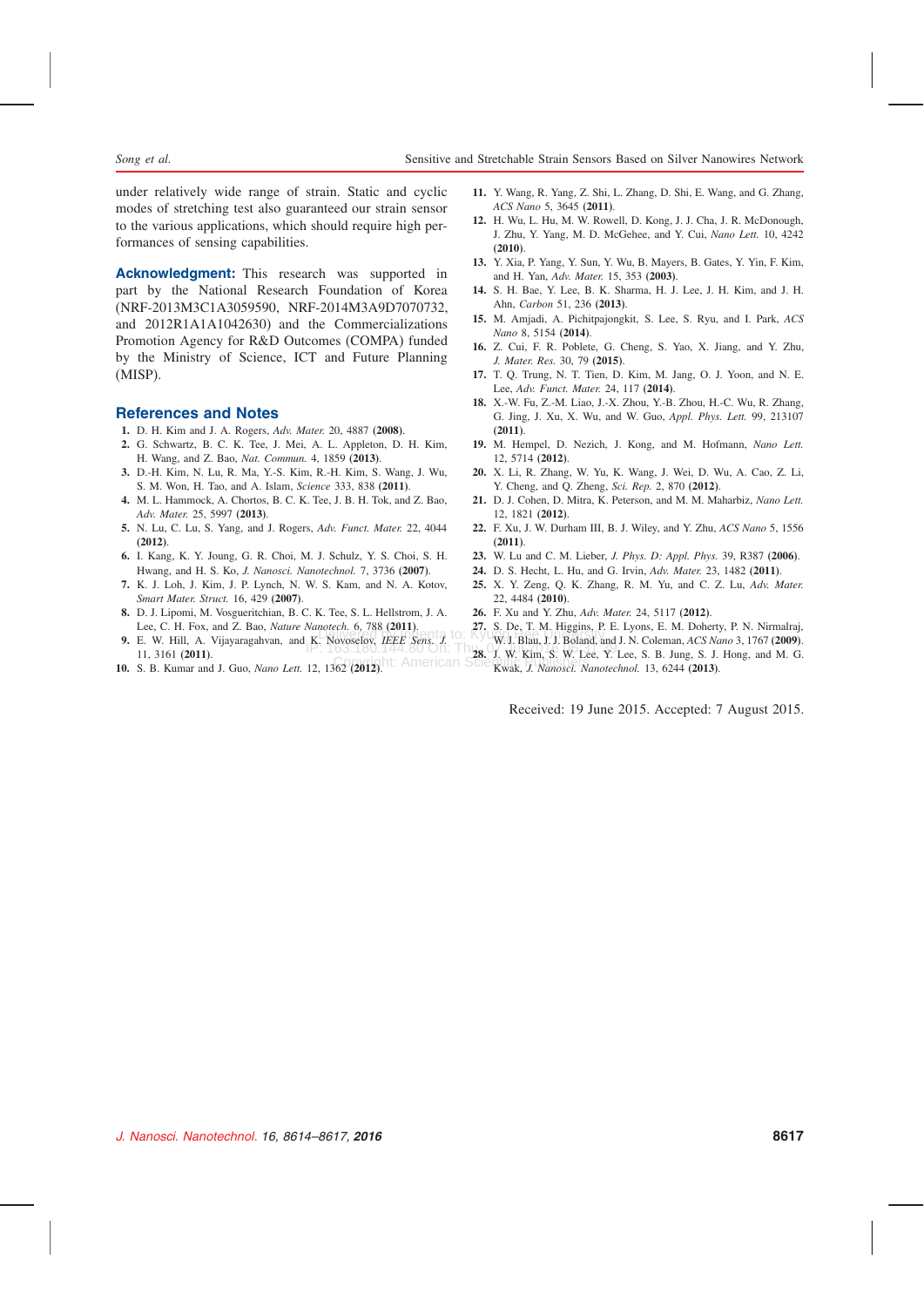under relatively wide range of strain. Static and cyclic modes of stretching test also guaranteed our strain sensor to the various applications, which should require high performances of sensing capabilities.

**Acknowledgment:** This research was supported in part by the National Research Foundation of Korea (NRF-2013M3C1A3059590, NRF-2014M3A9D7070732, and 2012R1A1A1042630) and the Commercializations Promotion Agency for R&D Outcomes (COMPA) funded by the Ministry of Science, ICT and Future Planning (MISP).

## References and Notes

1. D. H. Kim and J. A. Rogers, *Adv. Mater.* 20, 4887 **(2008)**.
2. G. Schwartz, B. C. K. Tee, J. Mei, A. L. Appleton, D. H. Kim, H. Wang, and Z. Bao, *Nat. Commun.* 4, 1859 **(2013)**.
3. D.-H. Kim, N. Lu, R. Ma, Y.-S. Kim, R.-H. Kim, S. Wang, J. Wu, S. M. Won, H. Tao, and A. Islam, *Science* 333, 838 **(2011)**.
4. M. L. Hammock, A. Chortos, B. C. K. Tee, J. B. H. Tok, and Z. Bao, *Adv. Mater.* 25, 5997 **(2013)**.
5. N. Lu, C. Lu, S. Yang, and J. Rogers, *Adv. Funct. Mater.* 22, 4044 **(2012)**.
6. I. Kang, K. Y. Joung, G. R. Choi, M. J. Schulz, Y. S. Choi, S. H. Hwang, and H. S. Ko, *J. Nanosci. Nanotechnol.* 7, 3736 **(2007)**.
7. K. J. Loh, J. Kim, J. P. Lynch, N. W. S. Kam, and N. A. Kotov, *Smart Mater. Struct.* 16, 429 **(2007)**.
8. D. J. Lipomi, M. Vosgueritchian, B. C. K. Tee, S. L. Hellstrom, J. A. Lee, C. H. Fox, and Z. Bao, *Nature Nanotech.* 6, 788 **(2011)**.
9. E. W. Hill, A. Vijayaragahvan, and K. Novoselov, *IEEE Sens. J.* 11, 3161 **(2011)**.
10. S. B. Kumar and J. Guo, *Nano Lett.* 12, 1362 **(2012)**.
11. Y. Wang, R. Yang, Z. Shi, L. Zhang, D. Shi, E. Wang, and G. Zhang, *ACS Nano* 5, 3645 **(2011)**.
12. H. Wu, L. Hu, M. W. Rowell, D. Kong, J. J. Cha, J. R. McDonough, J. Zhu, Y. Yang, M. D. McGehee, and Y. Cui, *Nano Lett.* 10, 4242 **(2010)**.
13. Y. Xia, P. Yang, Y. Sun, Y. Wu, B. Mayers, B. Gates, Y. Yin, F. Kim, and H. Yan, *Adv. Mater.* 15, 353 **(2003)**.
14. S. H. Bae, Y. Lee, B. K. Sharma, H. J. Lee, J. H. Kim, and J. H. Ahn, *Carbon* 51, 236 **(2013)**.
15. M. Amjadi, A. Pichitpajongkit, S. Lee, S. Ryu, and I. Park, *ACS Nano* 8, 5154 **(2014)**.
16. Z. Cui, F. R. Poblete, G. Cheng, S. Yao, X. Jiang, and Y. Zhu, *J. Mater. Res.* 30, 79 **(2015)**.
17. T. Q. Trung, N. T. Tien, D. Kim, M. Jang, O. J. Yoon, and N. E. Lee, *Adv. Funct. Mater.* 24, 117 **(2014)**.
18. X.-W. Fu, Z.-M. Liao, J.-X. Zhou, Y.-B. Zhou, H.-C. Wu, R. Zhang, G. Jing, J. Xu, X. Wu, and W. Guo, *Appl. Phys. Lett.* 99, 213107 **(2011)**.
19. M. Hempel, D. Nezich, J. Kong, and M. Hofmann, *Nano Lett.* 12, 5714 **(2012)**.
20. X. Li, R. Zhang, W. Yu, K. Wang, J. Wei, D. Wu, A. Cao, Z. Li, Y. Cheng, and Q. Zheng, *Sci. Rep.* 2, 870 **(2012)**.
21. D. J. Cohen, D. Mitra, K. Peterson, and M. M. Maharbiz, *Nano Lett.* 12, 1821 **(2012)**.
22. F. Xu, J. W. Durham III, B. J. Wiley, and Y. Zhu, *ACS Nano* 5, 1556 **(2011)**.
23. W. Lu and C. M. Lieber, *J. Phys. D: Appl. Phys.* 39, R387 **(2006)**.
24. D. S. Hecht, L. Hu, and G. Irvin, *Adv. Mater.* 23, 1482 **(2011)**.
25. X. Y. Zeng, Q. K. Zhang, R. M. Yu, and C. Z. Lu, *Adv. Mater.* 22, 4484 **(2010)**.
26. F. Xu and Y. Zhu, *Adv. Mater.* 24, 5117 **(2012)**.
27. S. De, T. M. Higgins, P. E. Lyons, E. M. Doherty, P. N. Nirmalraj, W. J. Blau, J. J. Boland, and J. N. Coleman, *ACS Nano* 3, 1767 **(2009)**.
28. J. W. Kim, S. W. Lee, Y. Lee, S. B. Jung, S. J. Hong, and M. G. Kwak, *J. Nanosci. Nanotechnol.* 13, 6244 **(2013)**.

Received: 19 June 2015. Accepted: 7 August 2015.